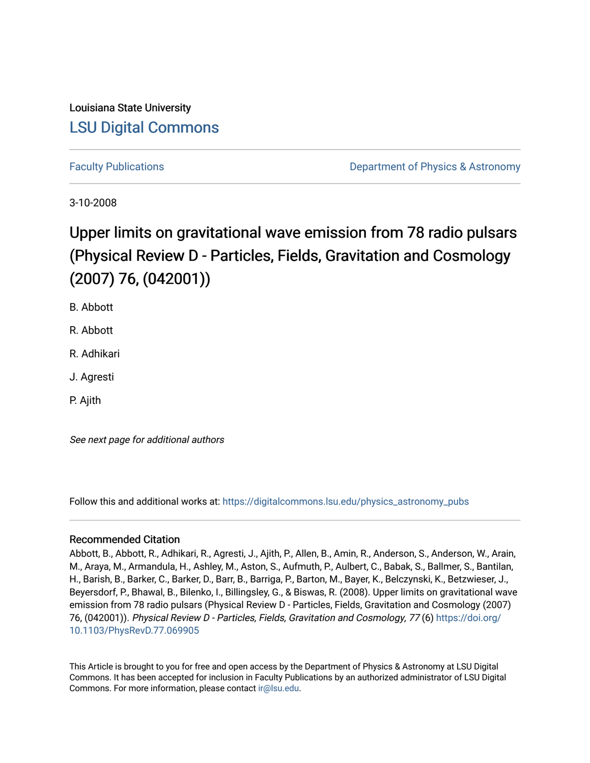Louisiana State University

# LSU Digital Commons

Faculty Publications

Department of Physics & Astronomy

3-10-2008

## Upper limits on gravitational wave emission from 78 radio pulsars (Physical Review D - Particles, Fields, Gravitation and Cosmology (2007) 76, (042001))

B. Abbott

R. Abbott

R. Adhikari

J. Agresti

P. Ajith

*See next page for additional authors*

Follow this and additional works at: https://digitalcommons.lsu.edu/physics_astronomy_pubs

### Recommended Citation

Abbott, B., Abbott, R., Adhikari, R., Agresti, J., Ajith, P., Allen, B., Amin, R., Anderson, S., Anderson, W., Arain, M., Araya, M., Armandula, H., Ashley, M., Aston, S., Aufmuth, P., Aulbert, C., Babak, S., Ballmer, S., Bantilan, H., Barish, B., Barker, C., Barker, D., Barr, B., Barriga, P., Barton, M., Bayer, K., Belczynski, K., Betzwieser, J., Beyersdorf, P., Bhawal, B., Bilenko, I., Billingsley, G., & Biswas, R. (2008). Upper limits on gravitational wave emission from 78 radio pulsars (Physical Review D - Particles, Fields, Gravitation and Cosmology (2007) 76, (042001)). *Physical Review D - Particles, Fields, Gravitation and Cosmology, 77* (6) https://doi.org/10.1103/PhysRevD.77.069905

This Article is brought to you for free and open access by the Department of Physics & Astronomy at LSU Digital Commons. It has been accepted for inclusion in Faculty Publications by an authorized administrator of LSU Digital Commons. For more information, please contact ir@lsu.edu.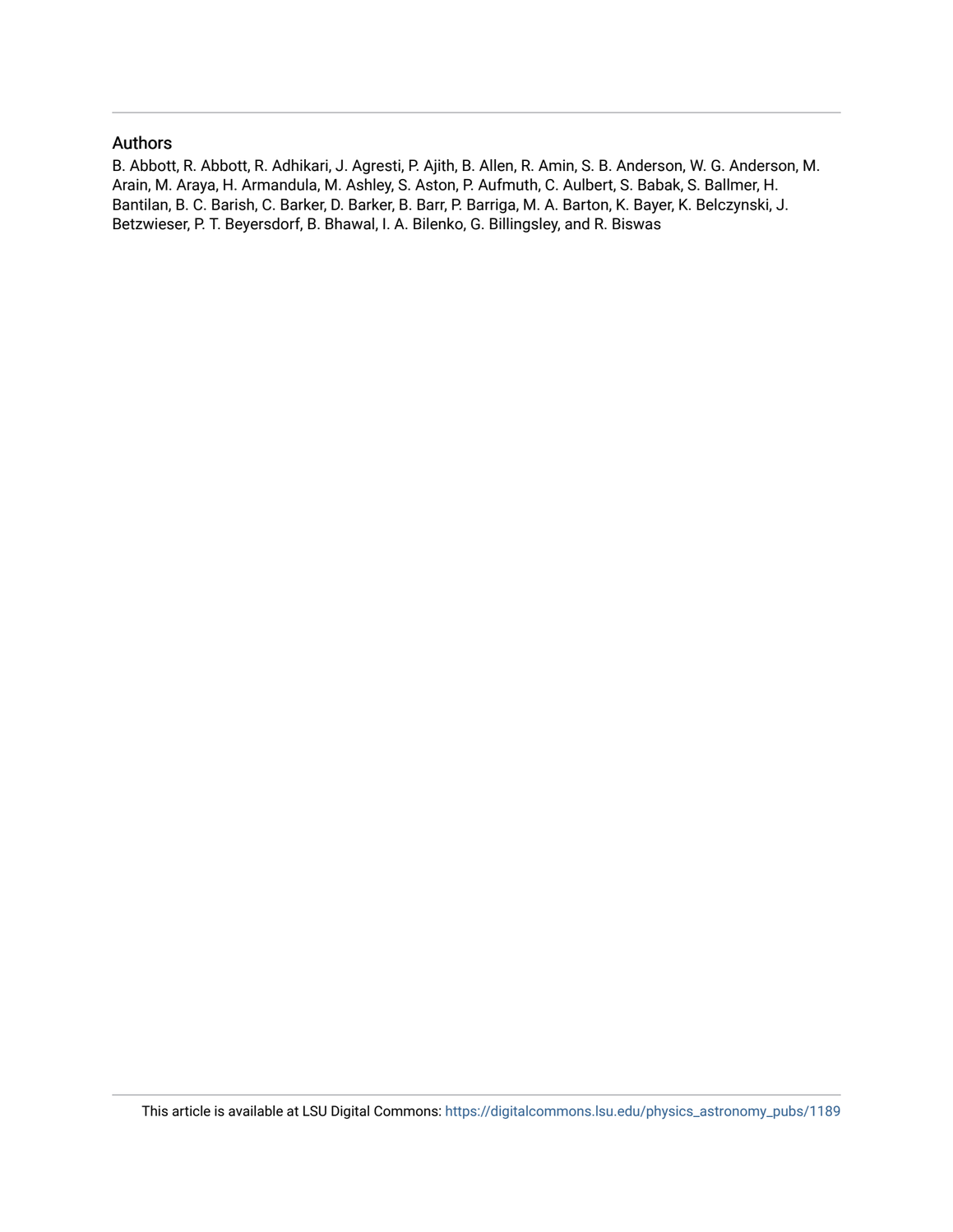## Authors

B. Abbott, R. Abbott, R. Adhikari, J. Agresti, P. Ajith, B. Allen, R. Amin, S. B. Anderson, W. G. Anderson, M. Arain, M. Araya, H. Armandula, M. Ashley, S. Aston, P. Aufmuth, C. Aulbert, S. Babak, S. Ballmer, H. Bantilan, B. C. Barish, C. Barker, D. Barker, B. Barr, P. Barriga, M. A. Barton, K. Bayer, K. Belczynski, J. Betzwieser, P. T. Beyersdorf, B. Bhawal, I. A. Bilenko, G. Billingsley, and R. Biswas

This article is available at LSU Digital Commons: https://digitalcommons.lsu.edu/physics_astronomy_pubs/1189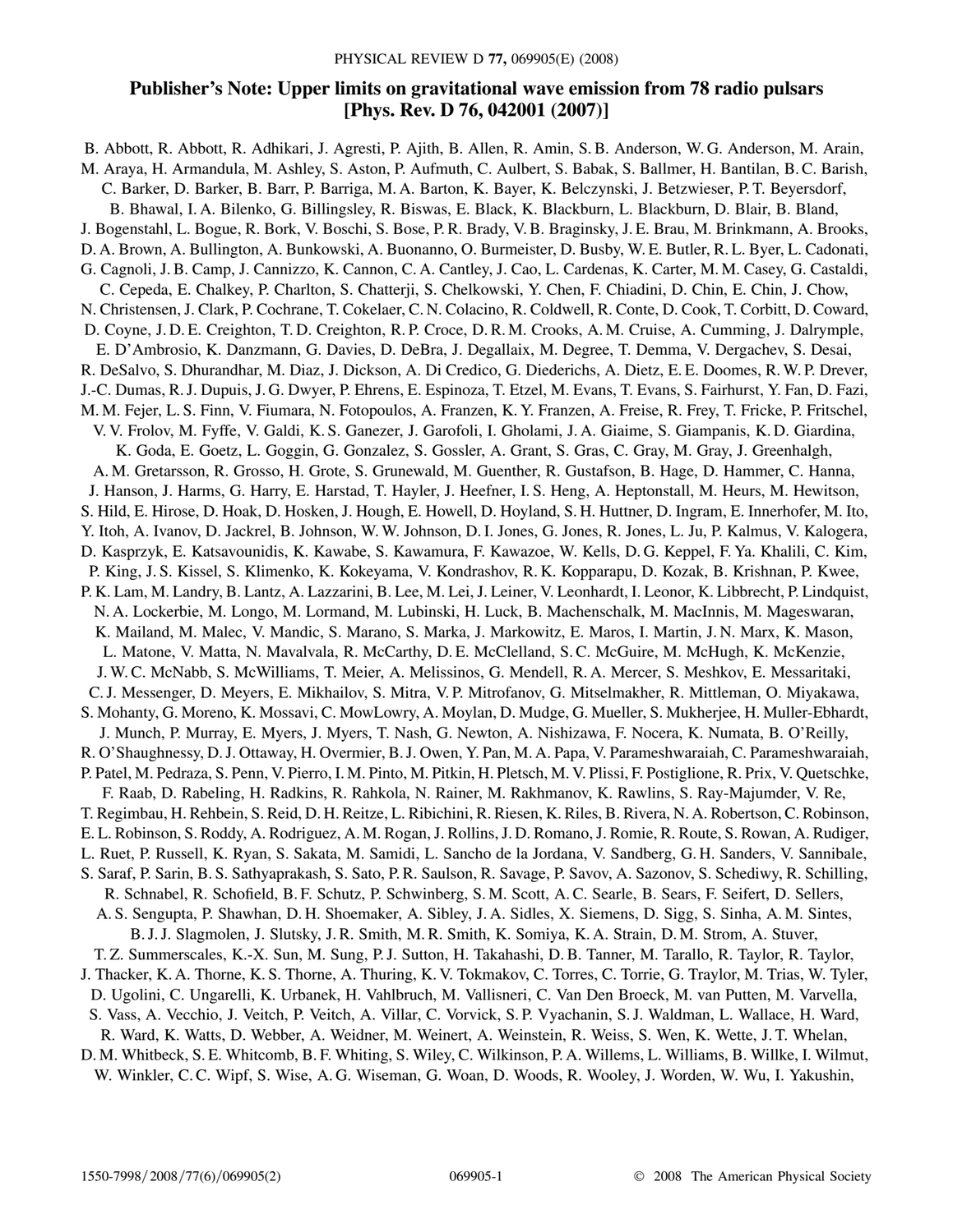# Publisher's Note: Upper limits on gravitational wave emission from 78 radio pulsars [Phys. Rev. D 76, 042001 (2007)]

B. Abbott, R. Abbott, R. Adhikari, J. Agresti, P. Ajith, B. Allen, R. Amin, S. B. Anderson, W. G. Anderson, M. Arain, M. Araya, H. Armandula, M. Ashley, S. Aston, P. Aufmuth, C. Aulbert, S. Babak, S. Ballmer, H. Bantilan, B. C. Barish, C. Barker, D. Barker, B. Barr, P. Barriga, M. A. Barton, K. Bayer, K. Belczynski, J. Betzwieser, P. T. Beyersdorf, B. Bhawal, I. A. Bilenko, G. Billingsley, R. Biswas, E. Black, K. Blackburn, L. Blackburn, D. Blair, B. Bland, J. Bogenstahl, L. Bogue, R. Bork, V. Boschi, S. Bose, P. R. Brady, V. B. Braginsky, J. E. Brau, M. Brinkmann, A. Brooks, D. A. Brown, A. Bullington, A. Bunkowski, A. Buonanno, O. Burmeister, D. Busby, W. E. Butler, R. L. Byer, L. Cadonati, G. Cagnoli, J. B. Camp, J. Cannizzo, K. Cannon, C. A. Cantley, J. Cao, L. Cardenas, K. Carter, M. M. Casey, G. Castaldi, C. Cepeda, E. Chalkey, P. Charlton, S. Chatterji, S. Chelkowski, Y. Chen, F. Chiadini, D. Chin, E. Chin, J. Chow, N. Christensen, J. Clark, P. Cochrane, T. Cokelaer, C. N. Colacino, R. Coldwell, R. Conte, D. Cook, T. Corbitt, D. Coward, D. Coyne, J. D. E. Creighton, T. D. Creighton, R. P. Croce, D. R. M. Crooks, A. M. Cruise, A. Cumming, J. Dalrymple, E. D'Ambrosio, K. Danzmann, G. Davies, D. DeBra, J. Degallaix, M. Degree, T. Demma, V. Dergachev, S. Desai, R. DeSalvo, S. Dhurandhar, M. Diaz, J. Dickson, A. Di Credico, G. Diederichs, A. Dietz, E. E. Doomes, R. W. P. Drever, J.-C. Dumas, R. J. Dupuis, J. G. Dwyer, P. Ehrens, E. Espinoza, T. Etzel, M. Evans, T. Evans, S. Fairhurst, Y. Fan, D. Fazi, M. M. Fejer, L. S. Finn, V. Fiumara, N. Fotopoulos, A. Franzen, K. Y. Franzen, A. Freise, R. Frey, T. Fricke, P. Fritschel, V. V. Frolov, M. Fyffe, V. Galdi, K. S. Ganezer, J. Garofoli, I. Gholami, J. A. Giaime, S. Giampanis, K. D. Giardina, K. Goda, E. Goetz, L. Goggin, G. Gonzalez, S. Gossler, A. Grant, S. Gras, C. Gray, M. Gray, J. Greenhalgh, A. M. Gretarsson, R. Grosso, H. Grote, S. Grunewald, M. Guenther, R. Gustafson, B. Hage, D. Hammer, C. Hanna, J. Hanson, J. Harms, G. Harry, E. Harstad, T. Hayler, J. Heefner, I. S. Heng, A. Heptonstall, M. Heurs, M. Hewitson, S. Hild, E. Hirose, D. Hoak, D. Hosken, J. Hough, E. Howell, D. Hoyland, S. H. Huttner, D. Ingram, E. Innerhofer, M. Ito, Y. Itoh, A. Ivanov, D. Jackrel, B. Johnson, W. W. Johnson, D. I. Jones, G. Jones, R. Jones, L. Ju, P. Kalmus, V. Kalogera, D. Kasprzyk, E. Katsavounidis, K. Kawabe, S. Kawamura, F. Kawazoe, W. Kells, D. G. Keppel, F. Ya. Khalili, C. Kim, P. King, J. S. Kissel, S. Klimenko, K. Kokeyama, V. Kondrashov, R. K. Kopparapu, D. Kozak, B. Krishnan, P. Kwee, P. K. Lam, M. Landry, B. Lantz, A. Lazzarini, B. Lee, M. Lei, J. Leiner, V. Leonhardt, I. Leonor, K. Libbrecht, P. Lindquist, N. A. Lockerbie, M. Longo, M. Lormand, M. Lubinski, H. Luck, B. Machenschalk, M. MacInnis, M. Mageswaran, K. Mailand, M. Malec, V. Mandic, S. Marano, S. Marka, J. Markowitz, E. Maros, I. Martin, J. N. Marx, K. Mason, L. Matone, V. Matta, N. Mavalvala, R. McCarthy, D. E. McClelland, S. C. McGuire, M. McHugh, K. McKenzie, J. W. C. McNabb, S. McWilliams, T. Meier, A. Melissinos, G. Mendell, R. A. Mercer, S. Meshkov, E. Messaritaki, C. J. Messenger, D. Meyers, E. Mikhailov, S. Mitra, V. P. Mitrofanov, G. Mitselmakher, R. Mittleman, O. Miyakawa, S. Mohanty, G. Moreno, K. Mossavi, C. MowLowry, A. Moylan, D. Mudge, G. Mueller, S. Mukherjee, H. Muller-Ebhardt, J. Munch, P. Murray, E. Myers, J. Myers, T. Nash, G. Newton, A. Nishizawa, F. Nocera, K. Numata, B. O'Reilly, R. O'Shaughnessy, D. J. Ottaway, H. Overmier, B. J. Owen, Y. Pan, M. A. Papa, V. Parameshwaraiah, C. Parameshwaraiah, P. Patel, M. Pedraza, S. Penn, V. Pierro, I. M. Pinto, M. Pitkin, H. Pletsch, M. V. Plissi, F. Postiglione, R. Prix, V. Quetschke, F. Raab, D. Rabeling, H. Radkins, R. Rahkola, N. Rainer, M. Rakhmanov, K. Rawlins, S. Ray-Majumder, V. Re, T. Regimbau, H. Rehbein, S. Reid, D. H. Reitze, L. Ribichini, R. Riesen, K. Riles, B. Rivera, N. A. Robertson, C. Robinson, E. L. Robinson, S. Roddy, A. Rodriguez, A. M. Rogan, J. Rollins, J. D. Romano, J. Romie, R. Route, S. Rowan, A. Rudiger, L. Ruet, P. Russell, K. Ryan, S. Sakata, M. Samidi, L. Sancho de la Jordana, V. Sandberg, G. H. Sanders, V. Sannibale, S. Saraf, P. Sarin, B. S. Sathyaprakash, S. Sato, P. R. Saulson, R. Savage, P. Savov, A. Sazonov, S. Schediwy, R. Schilling, R. Schnabel, R. Schofield, B. F. Schutz, P. Schwinberg, S. M. Scott, A. C. Searle, B. Sears, F. Seifert, D. Sellers, A. S. Sengupta, P. Shawhan, D. H. Shoemaker, A. Sibley, J. A. Sidles, X. Siemens, D. Sigg, S. Sinha, A. M. Sintes, B. J. J. Slagmolen, J. Slutsky, J. R. Smith, M. R. Smith, K. Somiya, K. A. Strain, D. M. Strom, A. Stuver, T. Z. Summerscales, K.-X. Sun, M. Sung, P. J. Sutton, H. Takahashi, D. B. Tanner, M. Tarallo, R. Taylor, R. Taylor, J. Thacker, K. A. Thorne, K. S. Thorne, A. Thuring, K. V. Tokmakov, C. Torres, C. Torrie, G. Traylor, M. Trias, W. Tyler, D. Ugolini, C. Ungarelli, K. Urbanek, H. Vahlbruch, M. Vallisneri, C. Van Den Broeck, M. van Putten, M. Varvella, S. Vass, A. Vecchio, J. Veitch, P. Veitch, A. Villar, C. Vorvick, S. P. Vyachanin, S. J. Waldman, L. Wallace, H. Ward, R. Ward, K. Watts, D. Webber, A. Weidner, M. Weinert, A. Weinstein, R. Weiss, S. Wen, K. Wette, J. T. Whelan, D. M. Whitbeck, S. E. Whitcomb, B. F. Whiting, S. Wiley, C. Wilkinson, P. A. Willems, L. Williams, B. Willke, I. Wilmut, W. Winkler, C. C. Wipf, S. Wise, A. G. Wiseman, G. Woan, D. Woods, R. Wooley, J. Worden, W. Wu, I. Yakushin,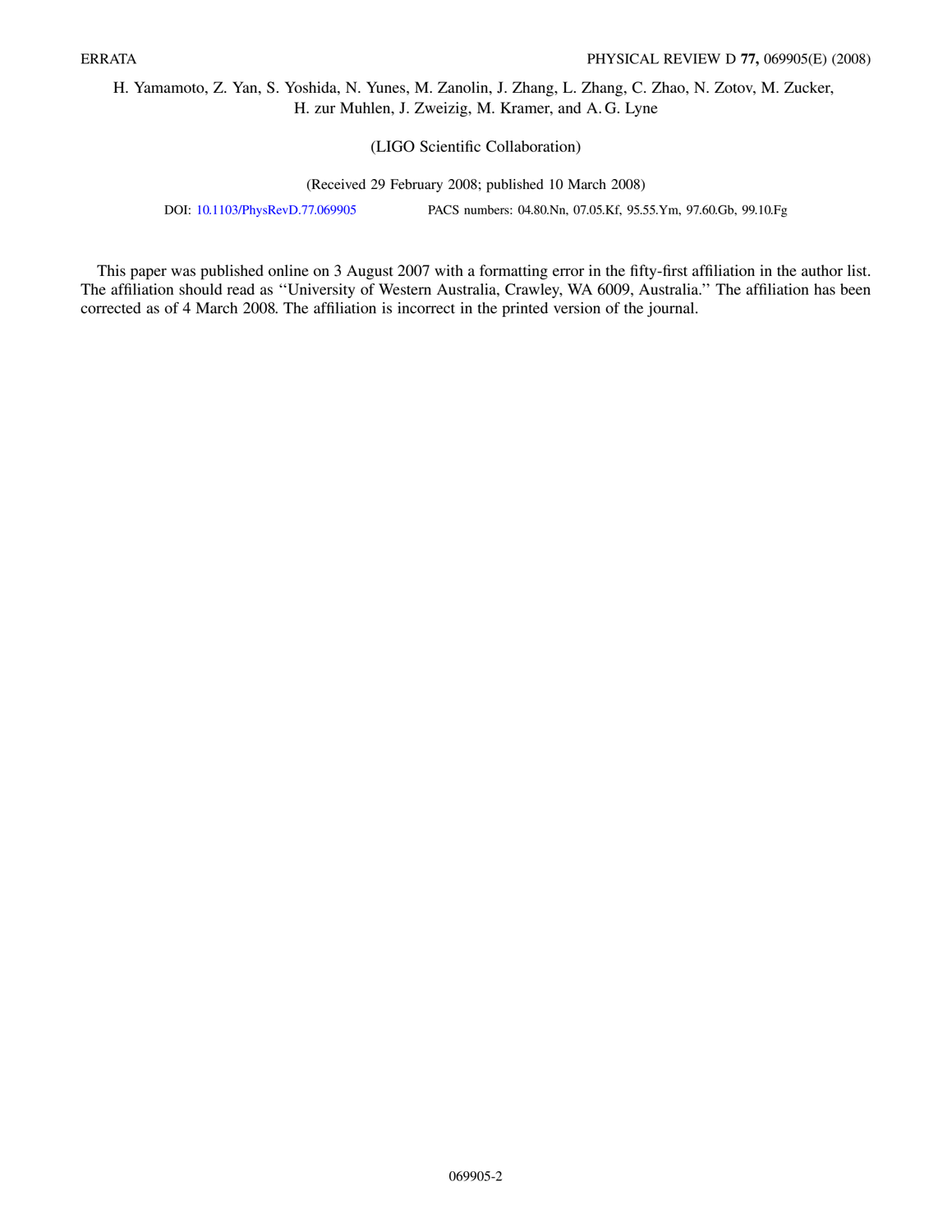H. Yamamoto, Z. Yan, S. Yoshida, N. Yunes, M. Zanolin, J. Zhang, L. Zhang, C. Zhao, N. Zotov, M. Zucker, H. zur Muhlen, J. Zweizig, M. Kramer, and A. G. Lyne

(LIGO Scientific Collaboration)

(Received 29 February 2008; published 10 March 2008)

DOI: 10.1103/PhysRevD.77.069905 PACS numbers: 04.80.Nn, 07.05.Kf, 95.55.Ym, 97.60.Gb, 99.10.Fg

This paper was published online on 3 August 2007 with a formatting error in the fifty-first affiliation in the author list. The affiliation should read as ''University of Western Australia, Crawley, WA 6009, Australia.'' The affiliation has been corrected as of 4 March 2008. The affiliation is incorrect in the printed version of the journal.